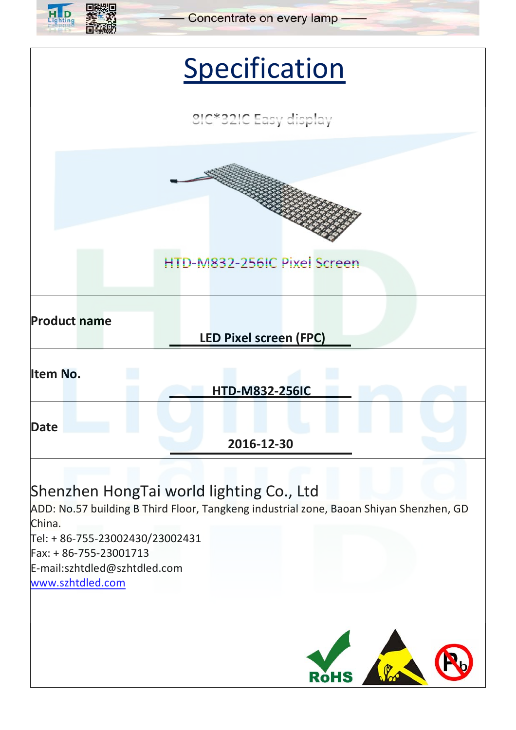Concentrate on every lamp

# Specification

8IC*32IC Easy display

HTD-M832-256IC Pixel Screen

| | |
|---|---|
| **Product name** | **LED Pixel screen (FPC)** |
| **Item No.** | **HTD-M832-256IC** |
| **Date** | **2016-12-30** |

## Shenzhen HongTai world lighting Co., Ltd

ADD: No.57 building B Third Floor, Tangkeng industrial zone, Baoan Shiyan Shenzhen, GD China.

Tel: + 86-755-23002430/23002431

Fax: + 86-755-23001713

E-mail:szhtdled@szhtdled.com

www.szhtdled.com

RoHS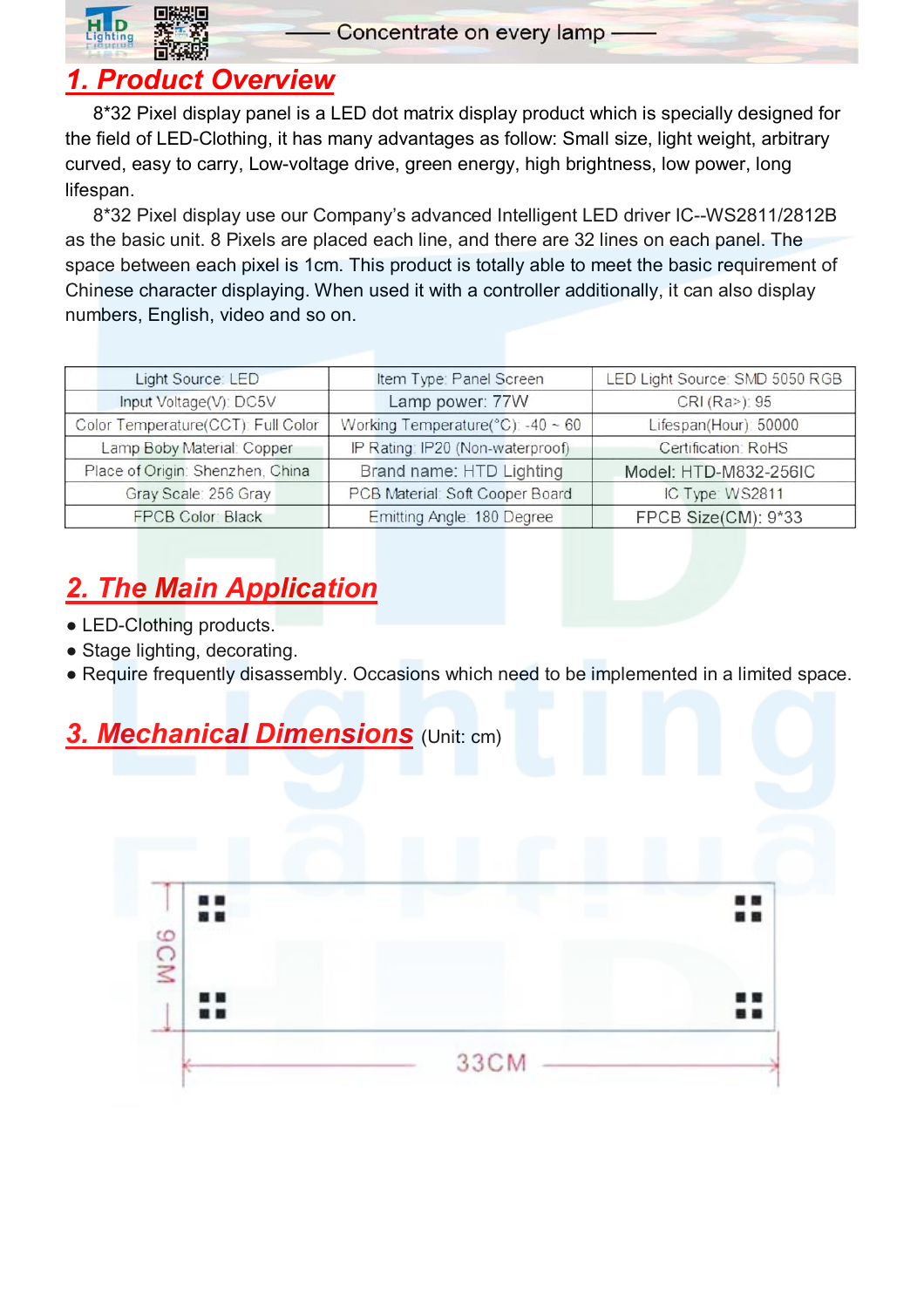## 1. Product Overview

8*32 Pixel display panel is a LED dot matrix display product which is specially designed for the field of LED-Clothing, it has many advantages as follow: Small size, light weight, arbitrary curved, easy to carry, Low-voltage drive, green energy, high brightness, low power, long lifespan.

8*32 Pixel display use our Company's advanced Intelligent LED driver IC--WS2811/2812B as the basic unit. 8 Pixels are placed each line, and there are 32 lines on each panel. The space between each pixel is 1cm. This product is totally able to meet the basic requirement of Chinese character displaying. When used it with a controller additionally, it can also display numbers, English, video and so on.

| | | |
|---|---|---|
| Light Source: LED | Item Type: Panel Screen | LED Light Source: SMD 5050 RGB |
| Input Voltage(V): DC5V | Lamp power: 77W | CRI (Ra>): 95 |
| Color Temperature(CCT): Full Color | Working Temperature(°C): -40 ~ 60 | Lifespan(Hour): 50000 |
| Lamp Boby Material: Copper | IP Rating: IP20 (Non-waterproof) | Certification: RoHS |
| Place of Origin: Shenzhen, China | Brand name: HTD Lighting | Model: HTD-M832-256IC |
| Gray Scale: 256 Gray | PCB Material: Soft Cooper Board | IC Type: WS2811 |
| FPCB Color: Black | Emitting Angle: 180 Degree | FPCB Size(CM): 9*33 |

## 2. The Main Application

- LED-Clothing products.
- Stage lighting, decorating.
- Require frequently disassembly. Occasions which need to be implemented in a limited space.

## 3. Mechanical Dimensions (Unit: cm)

9CM

33CM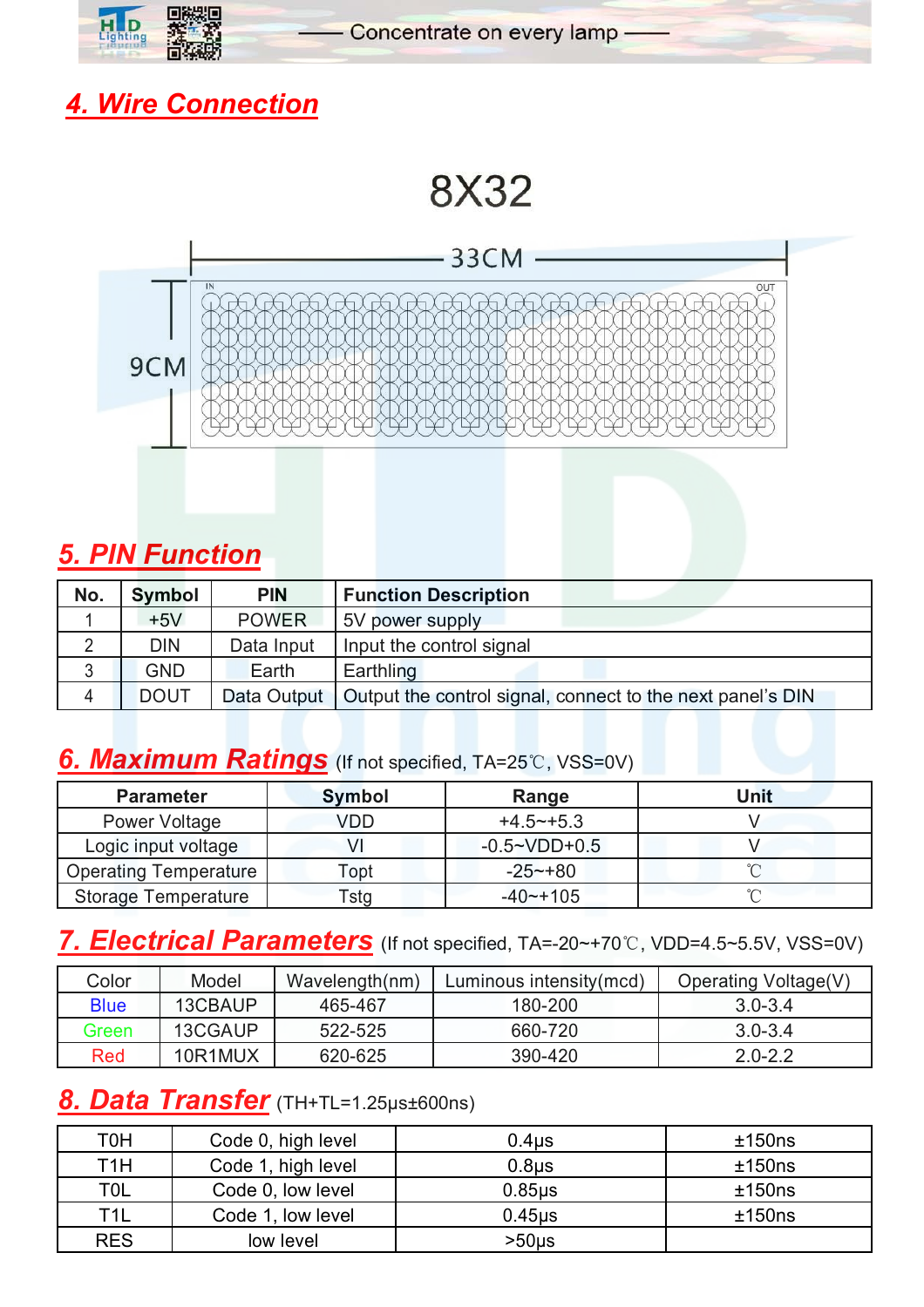## 4. Wire Connection

8X32

33CM

9CM

IN OUT

## 5. PIN Function

| No. | Symbol | PIN | Function Description |
|---|---|---|---|
| 1 | +5V | POWER | 5V power supply |
| 2 | DIN | Data Input | Input the control signal |
| 3 | GND | Earth | Earthling |
| 4 | DOUT | Data Output | Output the control signal, connect to the next panel's DIN |

## 6. Maximum Ratings (If not specified, TA=25℃, VSS=0V)

| Parameter | Symbol | Range | Unit |
|---|---|---|---|
| Power Voltage | VDD | +4.5~+5.3 | V |
| Logic input voltage | VI | -0.5~VDD+0.5 | V |
| Operating Temperature | Topt | -25~+80 | ℃ |
| Storage Temperature | Tstg | -40~+105 | ℃ |

## 7. Electrical Parameters (If not specified, TA=-20~+70℃, VDD=4.5~5.5V, VSS=0V)

| Color | Model | Wavelength(nm) | Luminous intensity(mcd) | Operating Voltage(V) |
|---|---|---|---|---|
| Blue | 13CBAUP | 465-467 | 180-200 | 3.0-3.4 |
| Green | 13CGAUP | 522-525 | 660-720 | 3.0-3.4 |
| Red | 10R1MUX | 620-625 | 390-420 | 2.0-2.2 |

## 8. Data Transfer (TH+TL=1.25μs±600ns)

| | | | |
|---|---|---|---|
| T0H | Code 0, high level | 0.4μs | ±150ns |
| T1H | Code 1, high level | 0.8μs | ±150ns |
| T0L | Code 0, low level | 0.85μs | ±150ns |
| T1L | Code 1, low level | 0.45μs | ±150ns |
| RES | low level | >50μs | |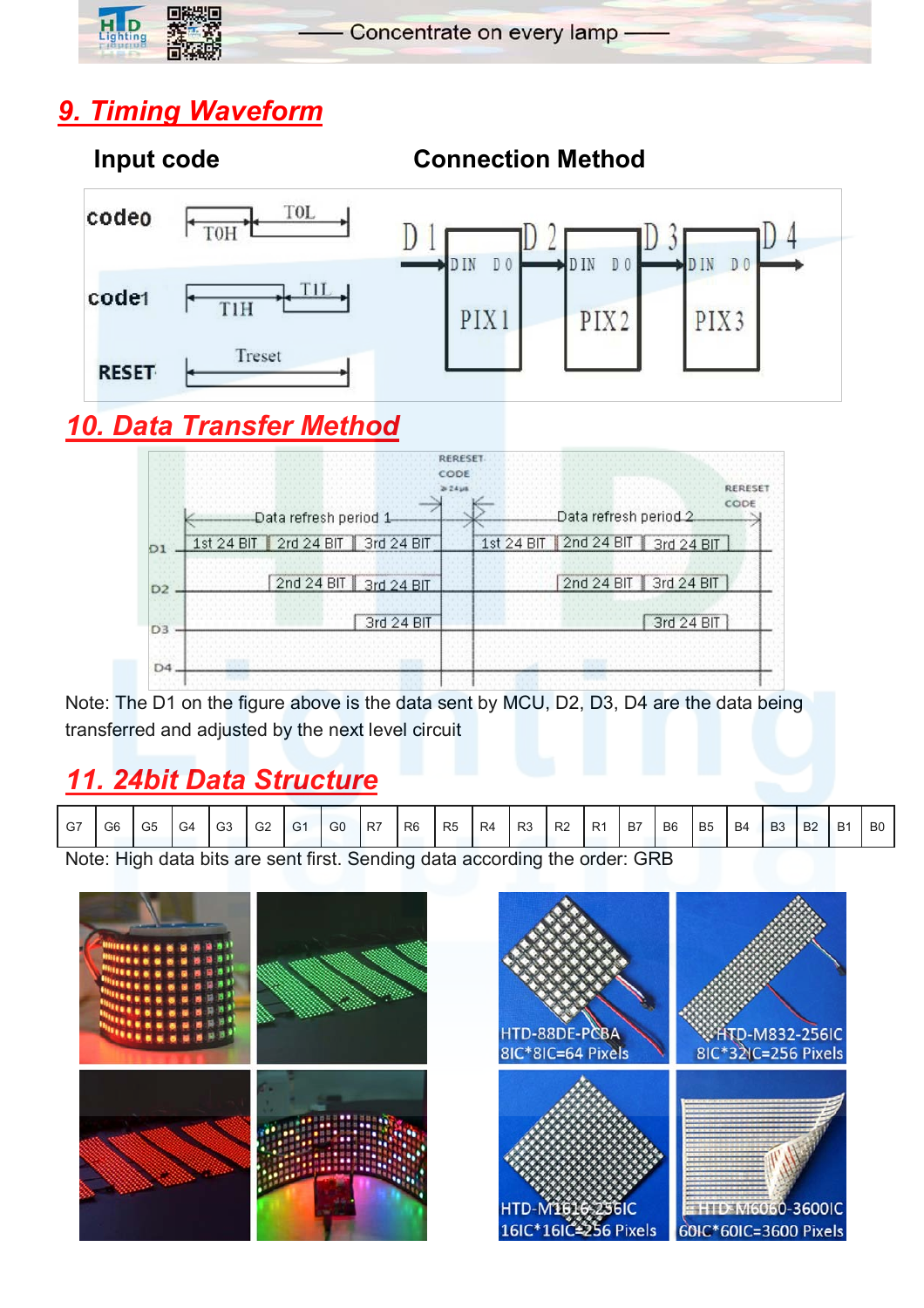## 9. Timing Waveform

**Input code** **Connection Method**

codeo T0H T0L

code1 T1H T1L

RESET Treset

D1 D2 D3 D4
DIN DO PIX1
DIN DO PIX2
DIN DO PIX3

## 10. Data Transfer Method

RERESET CODE ≥24μs

RERESET CODE

Data refresh period 1

Data refresh period 2

D1 1st 24 BIT 2rd 24 BIT 3rd 24 BIT 1st 24 BIT 2nd 24 BIT 3rd 24 BIT

D2 2nd 24 BIT 3rd 24 BIT 2nd 24 BIT 3rd 24 BIT

D3 3rd 24 BIT 3rd 24 BIT

D4

Note: The D1 on the figure above is the data sent by MCU, D2, D3, D4 are the data being transferred and adjusted by the next level circuit

## 11. 24bit Data Structure

| | | | | | | | | | | | | | | | | | | | | | | | |
|---|---|---|---|---|---|---|---|---|---|---|---|---|---|---|---|---|---|---|---|---|---|---|---|
| G7 | G6 | G5 | G4 | G3 | G2 | G1 | G0 | R7 | R6 | R5 | R4 | R3 | R2 | R1 | B7 | B6 | B5 | B4 | B3 | B2 | B1 | B0 | |

Note: High data bits are sent first. Sending data according the order: GRB

HTD-88DE-PCBA
8IC*8IC=64 Pixels

HTD-M832-256IC
8IC*32IC=256 Pixels

HTD-M1616-256IC
16IC*16IC=256 Pixels

HTD-M6060-3600IC
60IC*60IC=3600 Pixels